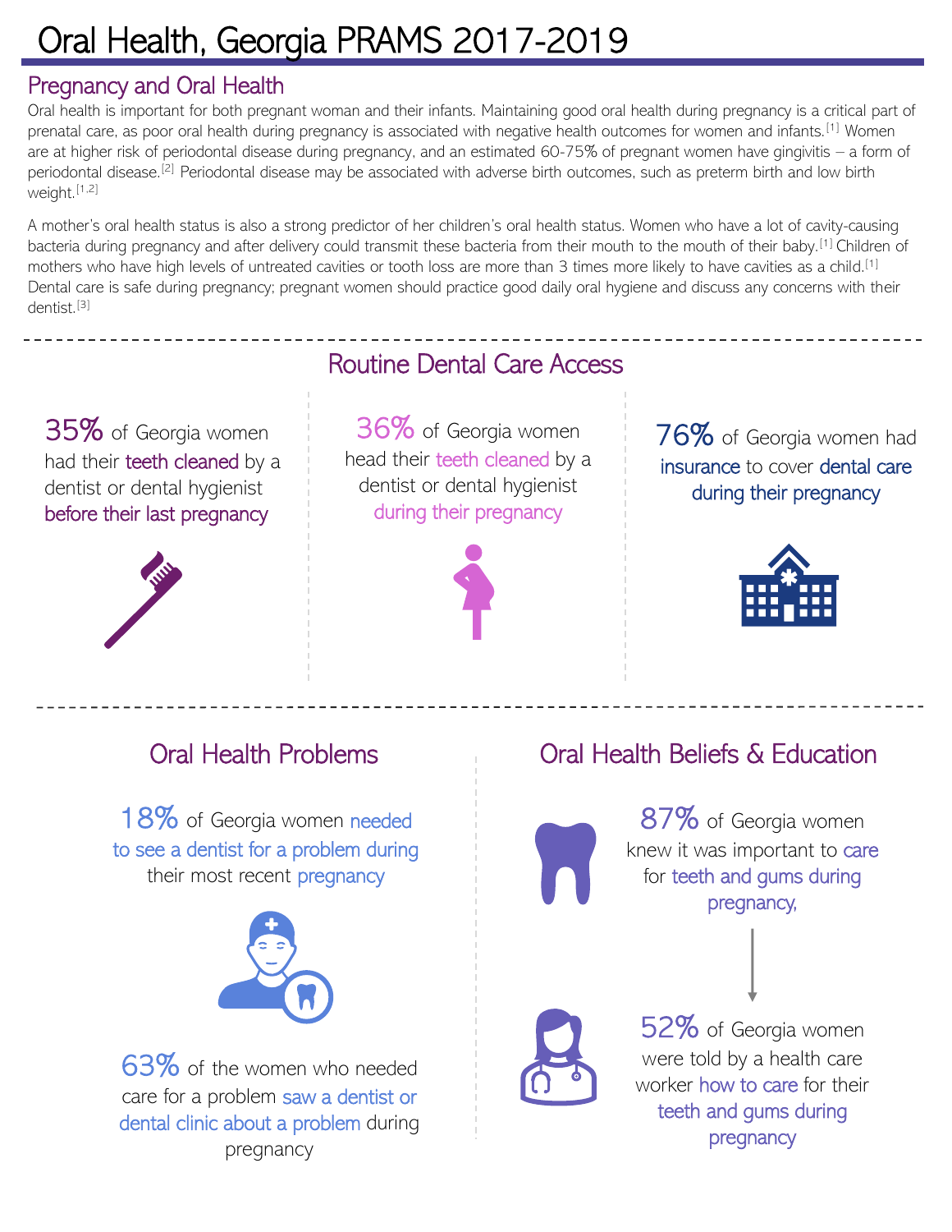# Oral Health, Georgia PRAMS 2017-2019

## Pregnancy and Oral Health

Oral health is important for both pregnant woman and their infants. Maintaining good oral health during pregnancy is a critical part of prenatal care, as poor oral health during pregnancy is associated with negative health outcomes for women and infants.[1] Women are at higher risk of periodontal disease during pregnancy, and an estimated 60-75% of pregnant women have gingivitis – a form of periodontal disease.[2] Periodontal disease may be associated with adverse birth outcomes, such as preterm birth and low birth weight.[1,2]

A mother's oral health status is also a strong predictor of her children's oral health status. Women who have a lot of cavity-causing bacteria during pregnancy and after delivery could transmit these bacteria from their mouth to the mouth of their baby.[1] Children of mothers who have high levels of untreated cavities or tooth loss are more than 3 times more likely to have cavities as a child.[1] Dental care is safe during pregnancy; pregnant women should practice good daily oral hygiene and discuss any concerns with their dentist.[3]

## Routine Dental Care Access

**35%** of Georgia women had their teeth cleaned by a dentist or dental hygienist before their last pregnancy

**36%** of Georgia women head their teeth cleaned by a dentist or dental hygienist during their pregnancy

**76%** of Georgia women had insurance to cover dental care during their pregnancy

## Oral Health Problems

**18%** of Georgia women needed to see a dentist for a problem during their most recent pregnancy

**63%** of the women who needed care for a problem saw a dentist or dental clinic about a problem during pregnancy

## Oral Health Beliefs & Education

**87%** of Georgia women knew it was important to care for teeth and gums during pregnancy,

**52%** of Georgia women were told by a health care worker how to care for their teeth and gums during pregnancy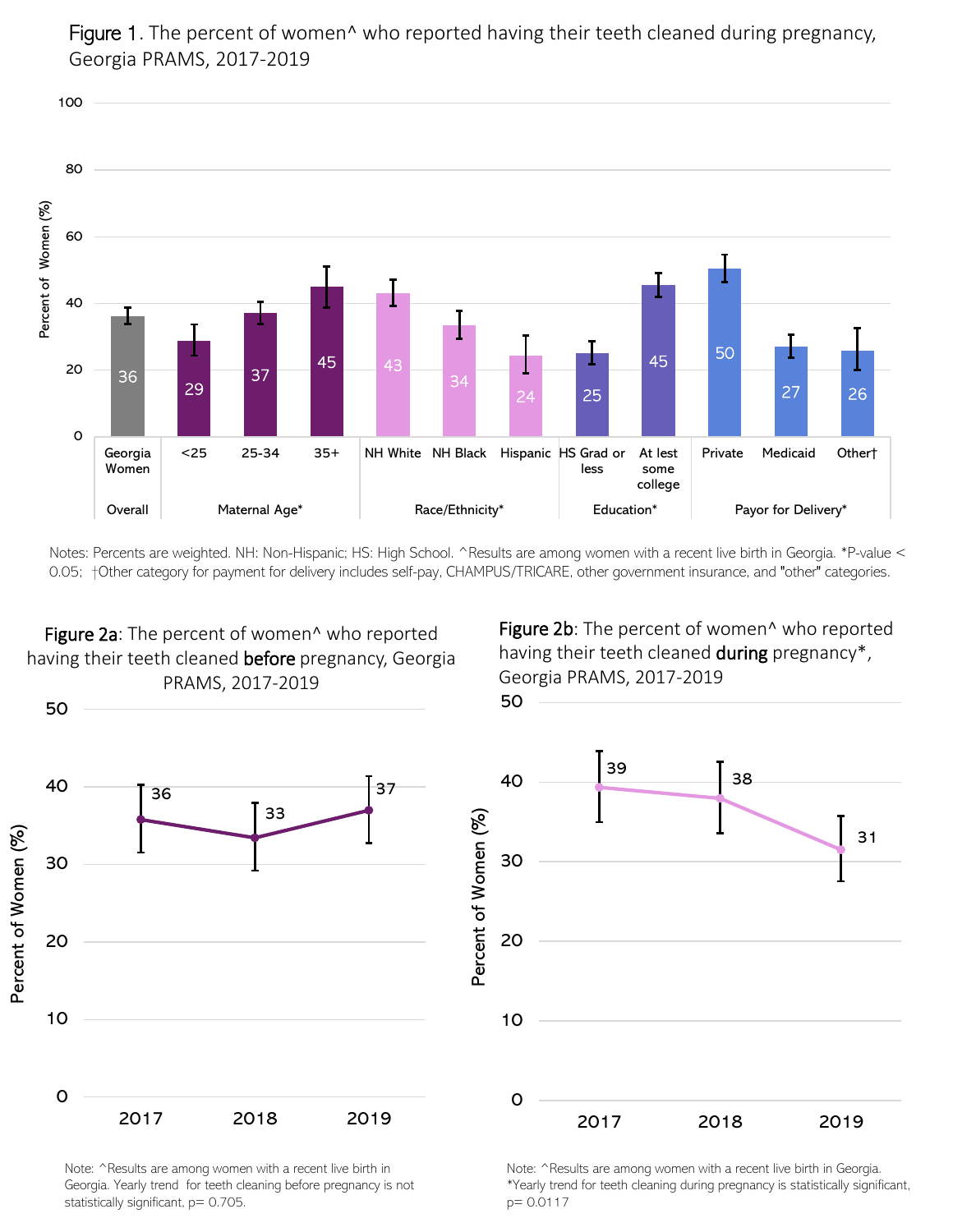**Figure 1**. The percent of women^ who reported having their teeth cleaned during pregnancy, Georgia PRAMS, 2017-2019

| Category | Group | Percent of Women (%) |
|---|---|---|
| Overall | Georgia Women | 36 |
| Maternal Age* | <25 | 29 |
| | 25-34 | 37 |
| | 35+ | 45 |
| Race/Ethnicity* | NH White | 43 |
| | NH Black | 34 |
| | Hispanic | 24 |
| Education* | HS Grad or less | 25 |
| | At lest some college | 45 |
| Payor for Delivery* | Private | 50 |
| | Medicaid | 27 |
| | Other† | 26 |

Notes: Percents are weighted. NH: Non-Hispanic; HS: High School. ^Results are among women with a recent live birth in Georgia. *P-value < 0.05; †Other category for payment for delivery includes self-pay, CHAMPUS/TRICARE, other government insurance, and "other" categories.

**Figure 2a**: The percent of women^ who reported having their teeth cleaned **before** pregnancy, Georgia PRAMS, 2017-2019

| Year | Percent of Women (%) |
|---|---|
| 2017 | 36 |
| 2018 | 33 |
| 2019 | 37 |

Note: ^Results are among women with a recent live birth in Georgia. Yearly trend for teeth cleaning before pregnancy is not statistically significant, p= 0.705.

**Figure 2b**: The percent of women^ who reported having their teeth cleaned **during** pregnancy*, Georgia PRAMS, 2017-2019

| Year | Percent of Women (%) |
|---|---|
| 2017 | 39 |
| 2018 | 38 |
| 2019 | 31 |

Note: ^Results are among women with a recent live birth in Georgia. *Yearly trend for teeth cleaning during pregnancy is statistically significant, p= 0.0117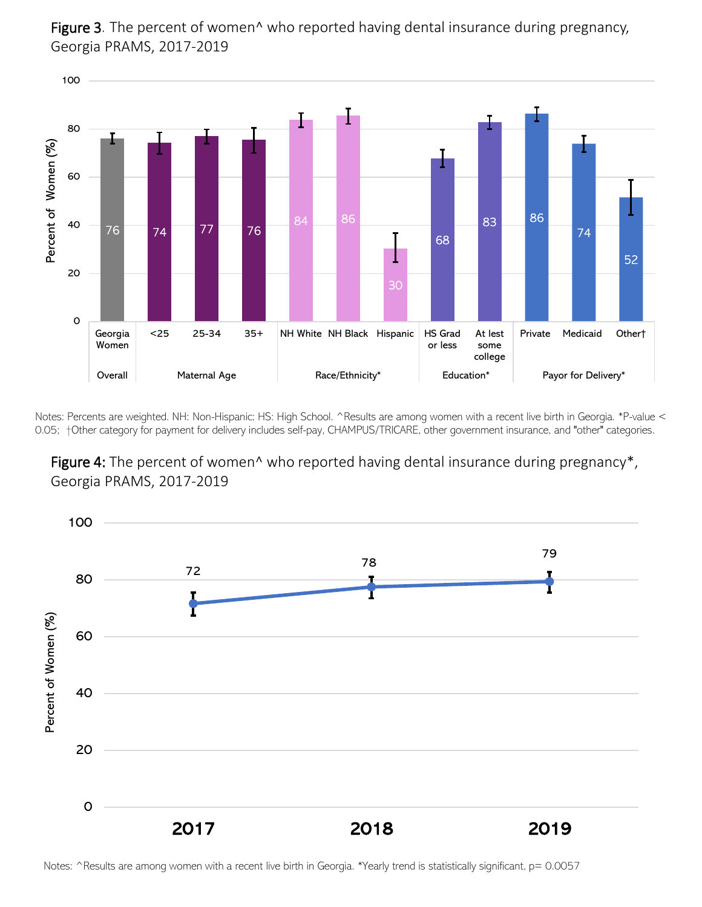**Figure 3**. The percent of women^ who reported having dental insurance during pregnancy, Georgia PRAMS, 2017-2019

| Category | Group | Percent of Women (%) |
|---|---|---|
| Overall | Georgia Women | 76 |
| Maternal Age | <25 | 74 |
| | 25-34 | 77 |
| | 35+ | 76 |
| Race/Ethnicity* | NH White | 84 |
| | NH Black | 86 |
| | Hispanic | 30 |
| Education* | HS Grad or less | 68 |
| | At lest some college | 83 |
| Payor for Delivery* | Private | 86 |
| | Medicaid | 74 |
| | Other† | 52 |

Notes: Percents are weighted. NH: Non-Hispanic; HS: High School. ^Results are among women with a recent live birth in Georgia. *P-value < 0.05; †Other category for payment for delivery includes self-pay, CHAMPUS/TRICARE, other government insurance, and "other" categories.

**Figure 4:** The percent of women^ who reported having dental insurance during pregnancy*, Georgia PRAMS, 2017-2019

| Year | Percent of Women (%) |
|---|---|
| 2017 | 72 |
| 2018 | 78 |
| 2019 | 79 |

Notes: ^Results are among women with a recent live birth in Georgia. *Yearly trend is statistically significant, p= 0.0057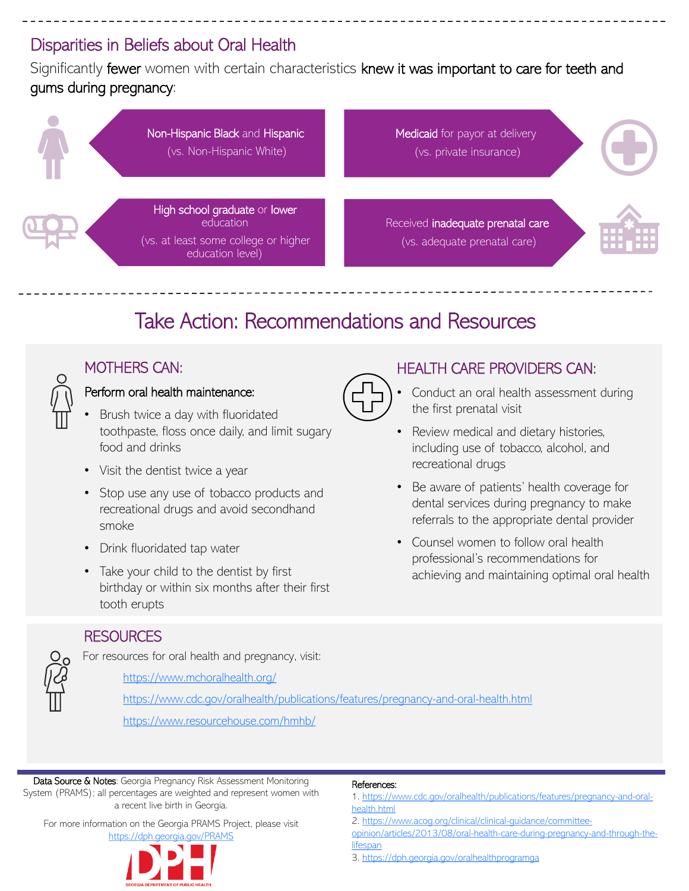## Disparities in Beliefs about Oral Health

Significantly **fewer** women with certain characteristics **knew it was important to care for teeth and gums during pregnancy**:

- **Non-Hispanic Black** and **Hispanic** (vs. Non-Hispanic White)
- **Medicaid** for payor at delivery (vs. private insurance)
- **High school graduate** or **lower** education (vs. at least some college or higher education level)
- Received **inadequate prenatal care** (vs. adequate prenatal care)

# Take Action: Recommendations and Resources

## MOTHERS CAN:

**Perform oral health maintenance:**

- Brush twice a day with fluoridated toothpaste, floss once daily, and limit sugary food and drinks
- Visit the dentist twice a year
- Stop use any use of tobacco products and recreational drugs and avoid secondhand smoke
- Drink fluoridated tap water
- Take your child to the dentist by first birthday or within six months after their first tooth erupts

## HEALTH CARE PROVIDERS CAN:

- Conduct an oral health assessment during the first prenatal visit
- Review medical and dietary histories, including use of tobacco, alcohol, and recreational drugs
- Be aware of patients' health coverage for dental services during pregnancy to make referrals to the appropriate dental provider
- Counsel women to follow oral health professional's recommendations for achieving and maintaining optimal oral health

## RESOURCES

For resources for oral health and pregnancy, visit:

https://www.mchoralhealth.org/

https://www.cdc.gov/oralhealth/publications/features/pregnancy-and-oral-health.html

https://www.resourcehouse.com/hmhb/

**Data Source & Notes**: Georgia Pregnancy Risk Assessment Monitoring System (PRAMS); all percentages are weighted and represent women with a recent live birth in Georgia.

For more information on the Georgia PRAMS Project, please visit https://dph.georgia.gov/PRAMS

DPH GEORGIA DEPARTMENT OF PUBLIC HEALTH

**References:**

1. https://www.cdc.gov/oralhealth/publications/features/pregnancy-and-oral-health.html
2. https://www.acog.org/clinical/clinical-guidance/committee-opinion/articles/2013/08/oral-health-care-during-pregnancy-and-through-the-lifespan
3. https://dph.georgia.gov/oralhealthprogramga